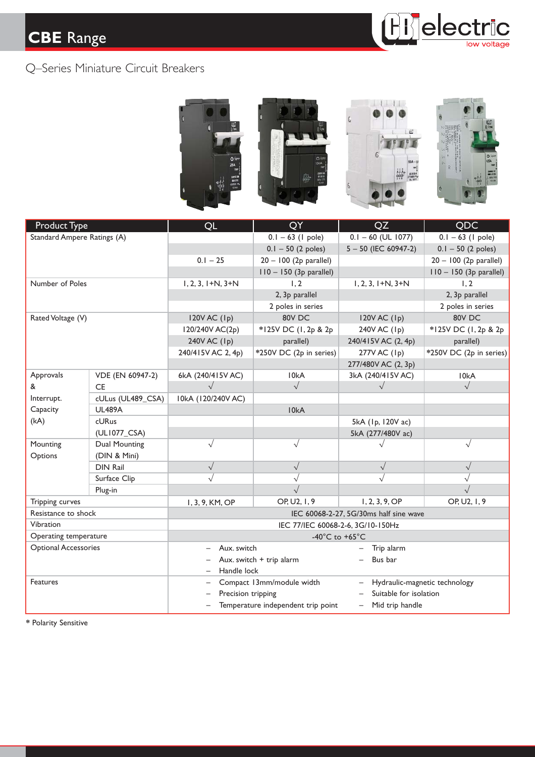# CBE Range

## Q–Series Miniature Circuit Breakers

| Product Type | | QL | QY | QZ | QDC |
|---|---|---|---|---|---|
| Standard Ampere Ratings (A) | | | 0.1 – 63 (1 pole) | 0.1 – 60 (UL 1077) | 0.1 – 63 (1 pole) |
| | | | 0.1 – 50 (2 poles) | 5 – 50 (IEC 60947-2) | 0.1 – 50 (2 poles) |
| | | 0.1 – 25 | 20 – 100 (2p parallel) | | 20 – 100 (2p parallel) |
| | | | 110 – 150 (3p parallel) | | 110 – 150 (3p parallel) |
| Number of Poles | | 1, 2, 3, 1+N, 3+N | 1, 2 | 1, 2, 3, 1+N, 3+N | 1, 2 |
| | | | 2, 3p parallel | | 2, 3p parallel |
| | | | 2 poles in series | | 2 poles in series |
| Rated Voltage (V) | | 120V AC (1p) | 80V DC | 120V AC (1p) | 80V DC |
| | | 120/240V AC(2p) | *125V DC (1, 2p & 2p | 240V AC (1p) | *125V DC (1, 2p & 2p |
| | | 240V AC (1p) | parallel) | 240/415V AC (2, 4p) | parallel) |
| | | 240/415V AC 2, 4p) | *250V DC (2p in series) | 277V AC (1p) | *250V DC (2p in series) |
| | | | | 277/480V AC (2, 3p) | |
| Approvals & Interrupt. Capacity (kA) | VDE (EN 60947-2) | 6kA (240/415V AC) | 10kA | 3kA (240/415V AC) | 10kA |
| | CE | √ | √ | √ | √ |
| | cULus (UL489_CSA) | 10kA (120/240V AC) | | | |
| | UL489A | | 10kA | | |
| | cURus (UL1077_CSA) | | | 5kA (1p, 120V ac) | |
| | | | | 5kA (277/480V ac) | |
| Mounting Options | Dual Mounting (DIN & Mini) | √ | √ | √ | √ |
| | DIN Rail | √ | √ | √ | √ |
| | Surface Clip | √ | √ | √ | √ |
| | Plug-in | | √ | | √ |
| Tripping curves | | 1, 3, 9, KM, OP | OP, U2, 1, 9 | 1, 2, 3, 9, OP | OP, U2, 1, 9 |
| Resistance to shock | | IEC 60068-2-27, 5G/30ms half sine wave | | | |
| Vibration | | IEC 77/IEC 60068-2-6, 3G/10-150Hz | | | |
| Operating temperature | | -40°C to +65°C | | | |
| Optional Accessories | | – Aux. switch<br>– Aux. switch + trip alarm<br>– Handle lock | | – Trip alarm<br>– Bus bar | |
| Features | | – Compact 13mm/module width<br>– Precision tripping<br>– Temperature independent trip point | | – Hydraulic-magnetic technology<br>– Suitable for isolation<br>– Mid trip handle | |

* Polarity Sensitive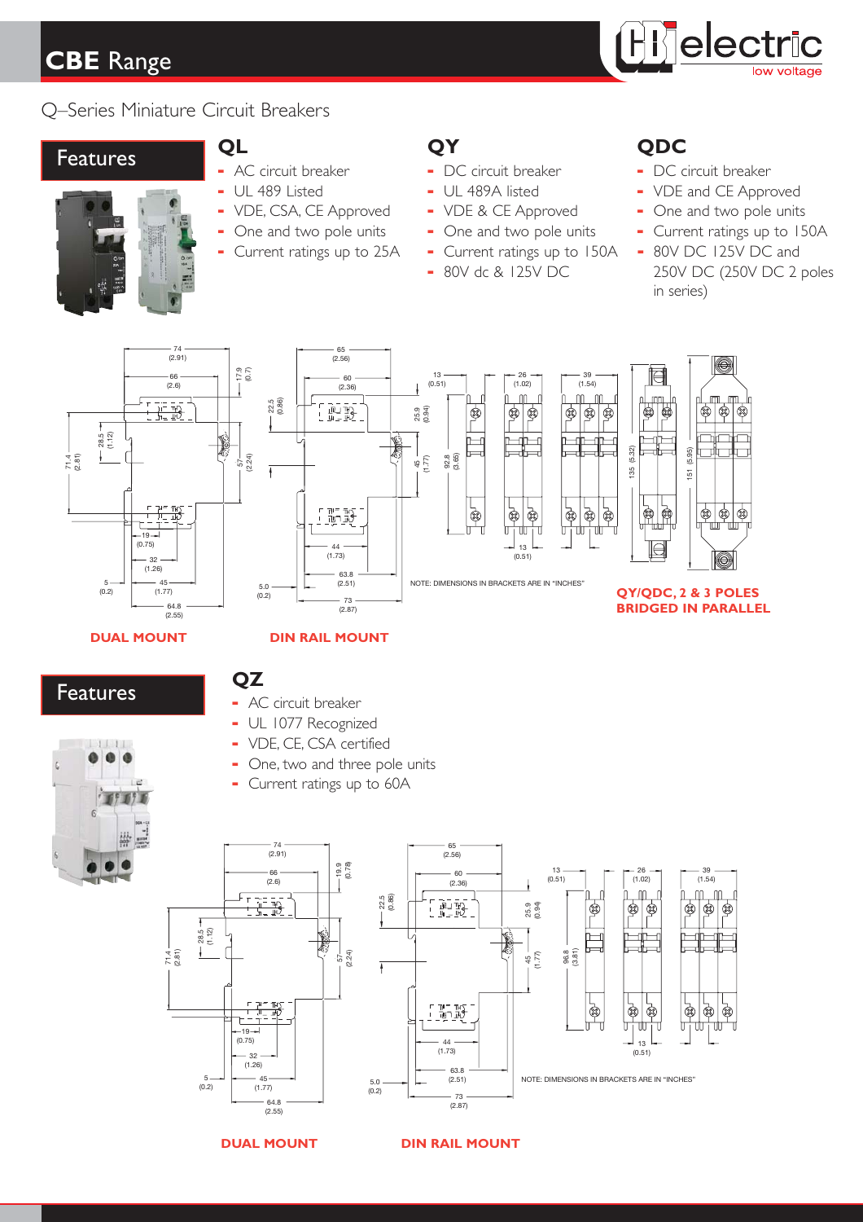# CBE Range

## Q–Series Miniature Circuit Breakers

## Features

### QL

- AC circuit breaker
- UL 489 Listed
- VDE, CSA, CE Approved
- One and two pole units
- Current ratings up to 25A

### QY

- DC circuit breaker
- UL 489A listed
- VDE & CE Approved
- One and two pole units
- Current ratings up to 150A
- 80V dc & 125V DC

### QDC

- DC circuit breaker
- VDE and CE Approved
- One and two pole units
- Current ratings up to 150A
- 80V DC 125V DC and 250V DC (250V DC 2 poles in series)

NOTE: DIMENSIONS IN BRACKETS ARE IN "INCHES"

**QY/QDC, 2 & 3 POLES BRIDGED IN PARALLEL**

**DUAL MOUNT**

**DIN RAIL MOUNT**

## Features

### QZ

- AC circuit breaker
- UL 1077 Recognized
- VDE, CE, CSA certified
- One, two and three pole units
- Current ratings up to 60A

NOTE: DIMENSIONS IN BRACKETS ARE IN "INCHES"

**DUAL MOUNT**

**DIN RAIL MOUNT**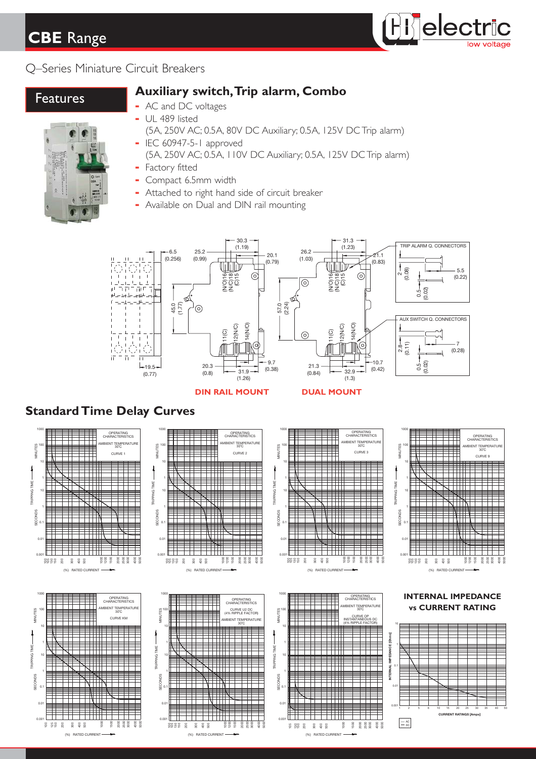## CBE Range

Q–Series Miniature Circuit Breakers

## Features

### Auxiliary switch, Trip alarm, Combo

- AC and DC voltages
- UL 489 listed
  (5A, 250V AC; 0.5A, 80V DC Auxiliary; 0.5A, 125V DC Trip alarm)
- IEC 60947-5-1 approved
  (5A, 250V AC; 0.5A, 110V DC Auxiliary; 0.5A, 125V DC Trip alarm)
- Factory fitted
- Compact 6.5mm width
- Attached to right hand side of circuit breaker
- Available on Dual and DIN rail mounting

DIN RAIL MOUNT

DUAL MOUNT

TRIP ALARM Q. CONNECTORS

AUX SWITCH Q. CONNECTORS

## Standard Time Delay Curves

OPERATING CHARACTERISTICS — AMBIENT TEMPERATURE 30°C — CURVE 1

OPERATING CHARACTERISTICS — AMBIENT TEMPERATURE 30°C — CURVE 2

OPERATING CHARACTERISTICS — AMBIENT TEMPERATURE 30°C — CURVE 3

OPERATING CHARACTERISTICS — AMBIENT TEMPERATURE 30°C — CURVE 9

OPERATING CHARACTERISTICS — AMBIENT TEMPERATURE 30°C — CURVE KM

OPERATING CHARACTERISTICS — CURVE U2 DC (4% RIPPLE FACTOR) — AMBIENT TEMPERATURE 30°C

OPERATING CHARACTERISTICS — AMBIENT TEMPERATURE 30°C — CURVE 0P INSTANTANEOUS DC (4% RIPPLE FACTOR)

### INTERNAL IMPEDANCE vs CURRENT RATING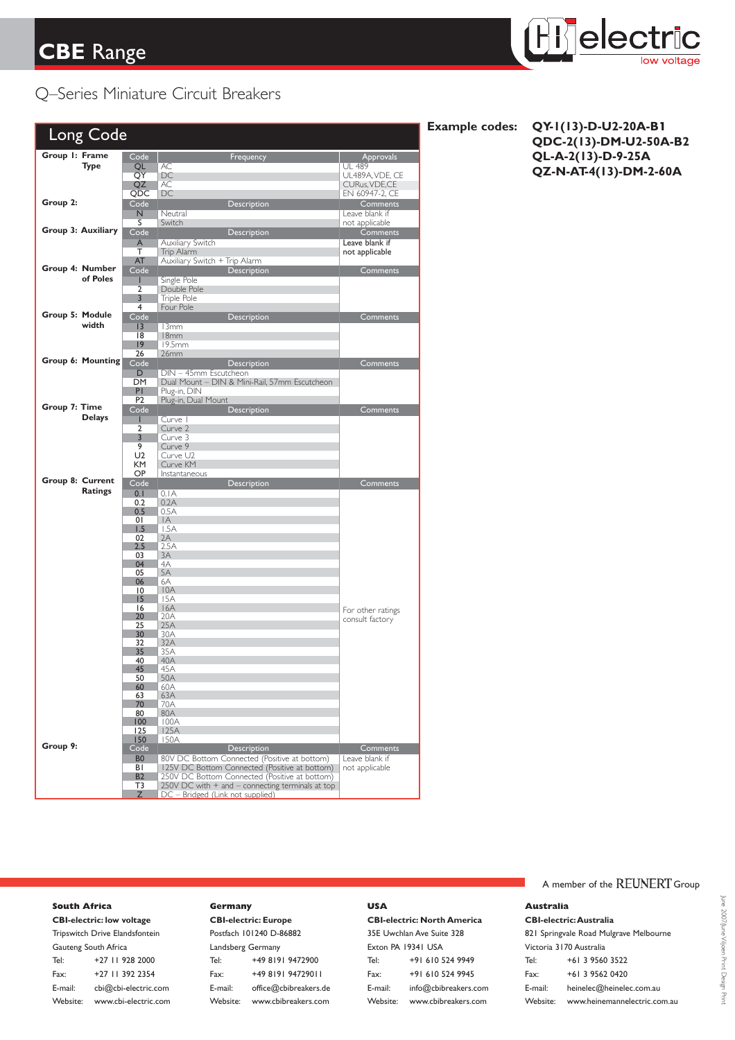# CBE Range

## Q–Series Miniature Circuit Breakers

### Long Code

| | Code | Frequency | Approvals |
|---|---|---|---|
| **Group 1: Frame Type** | QL | AC | UL 489 |
| | QY | DC | UL489A, VDE, CE |
| | QZ | AC | CURus, VDE,CE |
| | QDC | DC | EN 60947-2, CE |
| **Group 2:** | **Code** | **Description** | **Comments** |
| | N | Neutral | Leave blank if |
| | S | Switch | not applicable |
| **Group 3: Auxiliary** | **Code** | **Description** | **Comments** |
| | A | Auxiliary Switch | Leave blank if |
| | T | Trip Alarm | not applicable |
| | AT | Auxiliary Switch + Trip Alarm | |
| **Group 4: Number of Poles** | **Code** | **Description** | **Comments** |
| | 1 | Single Pole | |
| | 2 | Double Pole | |
| | 3 | Triple Pole | |
| | 4 | Four Pole | |
| **Group 5: Module width** | **Code** | **Description** | **Comments** |
| | 13 | 13mm | |
| | 18 | 18mm | |
| | 19 | 19.5mm | |
| | 26 | 26mm | |
| **Group 6: Mounting** | **Code** | **Description** | **Comments** |
| | D | DIN – 45mm Escutcheon | |
| | DM | Dual Mount – DIN & Mini-Rail, 57mm Escutcheon | |
| | P1 | Plug-in, DIN | |
| | P2 | Plug-in, Dual Mount | |
| **Group 7: Time Delays** | **Code** | **Description** | **Comments** |
| | 1 | Curve 1 | |
| | 2 | Curve 2 | |
| | 3 | Curve 3 | |
| | 9 | Curve 9 | |
| | U2 | Curve U2 | |
| | KM | Curve KM | |
| | OP | Instantaneous | |
| **Group 8: Current Ratings** | **Code** | **Description** | **Comments** |
| | 0.1 | 0.1A | |
| | 0.2 | 0.2A | |
| | 0.5 | 0.5A | |
| | 01 | 1A | |
| | 1.5 | 1.5A | |
| | 02 | 2A | |
| | 2.5 | 2.5A | |
| | 03 | 3A | |
| | 04 | 4A | |
| | 05 | 5A | |
| | 06 | 6A | |
| | 10 | 10A | |
| | 15 | 15A | |
| | 16 | 16A | For other ratings consult factory |
| | 20 | 20A | |
| | 25 | 25A | |
| | 30 | 30A | |
| | 32 | 32A | |
| | 35 | 35A | |
| | 40 | 40A | |
| | 45 | 45A | |
| | 50 | 50A | |
| | 60 | 60A | |
| | 63 | 63A | |
| | 70 | 70A | |
| | 80 | 80A | |
| | 100 | 100A | |
| | 125 | 125A | |
| | 150 | 150A | |
| **Group 9:** | **Code** | **Description** | **Comments** |
| | B0 | 80V DC Bottom Connected (Positive at bottom) | Leave blank if |
| | B1 | 125V DC Bottom Connected (Positive at bottom) | not applicable |
| | B2 | 250V DC Bottom Connected (Positive at bottom) | |
| | T3 | 250V DC with + and – connecting terminals at top | |
| | Z | DC – Bridged (Link not supplied) | |

**Example codes:**

**QY-1(13)-D-U2-20A-B1**
**QDC-2(13)-DM-U2-50A-B2**
**QL-A-2(13)-D-9-25A**
**QZ-N-AT-4(13)-DM-2-60A**

A member of the REUNERT Group

**South Africa**
**CBI-electric: low voltage**
Tripswitch Drive Elandsfontein
Gauteng South Africa
Tel: +27 11 928 2000
Fax: +27 11 392 2354
E-mail: cbi@cbi-electric.com
Website: www.cbi-electric.com

**Germany**
**CBI-electric: Europe**
Postfach 101240 D-86882
Landsberg Germany
Tel: +49 8191 9472900
Fax: +49 8191 94729011
E-mail: office@cbibreakers.de
Website: www.cbibreakers.com

**USA**
**CBI-electric: North America**
35E Uwchlan Ave Suite 328
Exton PA 19341 USA
Tel: +91 610 524 9949
Fax: +91 610 524 9945
E-mail: info@cbibreakers.com
Website: www.cbibreakers.com

**Australia**
**CBI-electric: Australia**
821 Springvale Road Mulgrave Melbourne
Victoria 3170 Australia
Tel: +61 3 9560 3522
Fax: +61 3 9562 0420
E-mail: heinelec@heinelec.com.au
Website: www.heinemannelectric.com.au